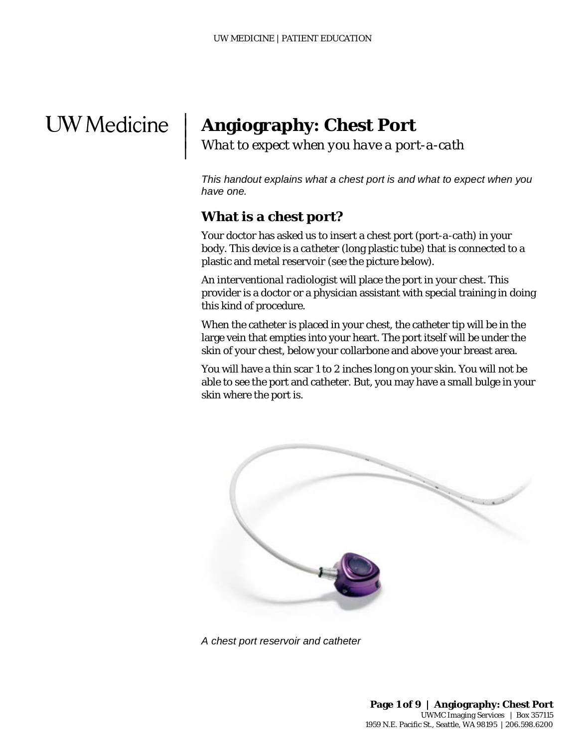# Angiography: Chest Port

*What to expect when you have a port-a-cath*

*This handout explains what a chest port is and what to expect when you have one.*

## What is a chest port?

Your doctor has asked us to insert a chest port (*port-a-cath*) in your body. This device is a *catheter* (long plastic tube) that is connected to a plastic and metal *reservoir* (see the picture below).

An *interventional radiologist* will place the port in your chest. This provider is a doctor or a physician assistant with special training in doing this kind of procedure.

When the catheter is placed in your chest, the catheter tip will be in the large vein that empties into your heart. The port itself will be under the skin of your chest, below your collarbone and above your breast area.

You will have a thin scar 1 to 2 inches long on your skin. You will not be able to see the port and catheter. But, you may have a small bulge in your skin where the port is.

*A chest port reservoir and catheter*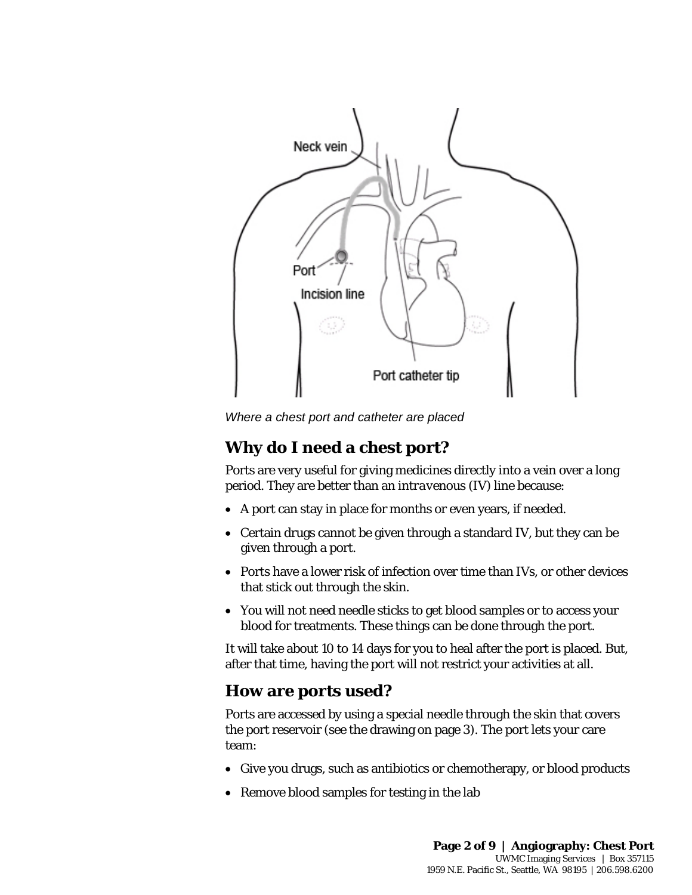Neck vein

Port

Incision line

Port catheter tip

*Where a chest port and catheter are placed*

## Why do I need a chest port?

Ports are very useful for giving medicines directly into a vein over a long period. They are better than an *intravenous* (IV) line because:

- A port can stay in place for months or even years, if needed.
- Certain drugs cannot be given through a standard IV, but they can be given through a port.
- Ports have a lower risk of infection over time than IVs, or other devices that stick out through the skin.
- You will not need needle sticks to get blood samples or to access your blood for treatments. These things can be done through the port.

It will take about 10 to 14 days for you to heal after the port is placed. But, after that time, having the port will not restrict your activities at all.

## How are ports used?

Ports are accessed by using a special needle through the skin that covers the port reservoir (see the drawing on page 3). The port lets your care team:

- Give you drugs, such as antibiotics or chemotherapy, or blood products
- Remove blood samples for testing in the lab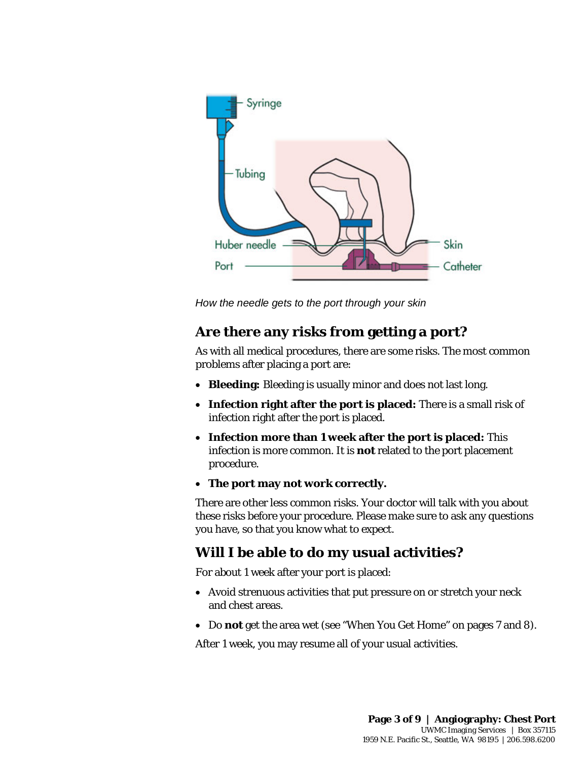*How the needle gets to the port through your skin*

## Are there any risks from getting a port?

As with all medical procedures, there are some risks. The most common problems after placing a port are:

- **Bleeding:** Bleeding is usually minor and does not last long.
- **Infection right after the port is placed:** There is a small risk of infection right after the port is placed.
- **Infection more than 1 week after the port is placed:** This infection is more common. It is **not** related to the port placement procedure.
- **The port may not work correctly.**

There are other less common risks. Your doctor will talk with you about these risks before your procedure. Please make sure to ask any questions you have, so that you know what to expect.

## Will I be able to do my usual activities?

For about 1 week after your port is placed:

- Avoid strenuous activities that put pressure on or stretch your neck and chest areas.
- Do **not** get the area wet (see "When You Get Home" on pages 7 and 8).

After 1 week, you may resume all of your usual activities.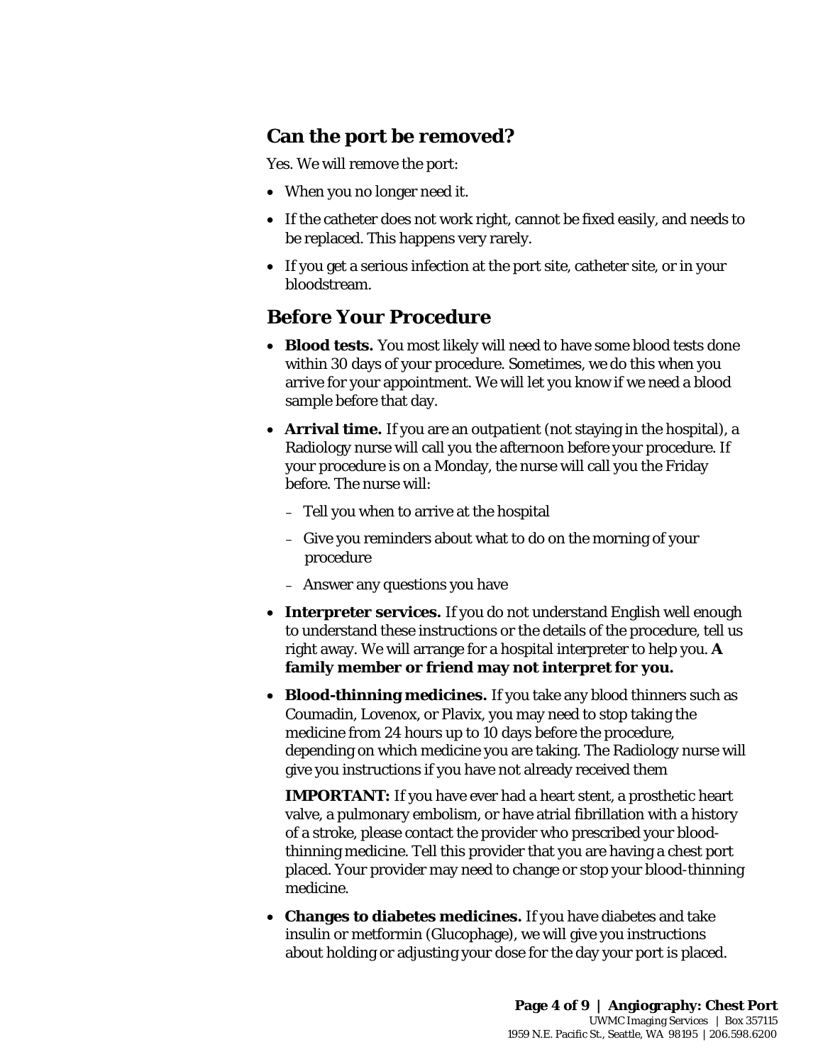## Can the port be removed?

Yes. We will remove the port:

- When you no longer need it.
- If the catheter does not work right, cannot be fixed easily, and needs to be replaced. This happens very rarely.
- If you get a serious infection at the port site, catheter site, or in your bloodstream.

## Before Your Procedure

- **Blood tests.** You most likely will need to have some blood tests done within 30 days of your procedure. Sometimes, we do this when you arrive for your appointment. We will let you know if we need a blood sample before that day.
- **Arrival time.** If you are an *outpatient* (not staying in the hospital), a Radiology nurse will call you the afternoon before your procedure. If your procedure is on a Monday, the nurse will call you the Friday before. The nurse will:
  - Tell you when to arrive at the hospital
  - Give you reminders about what to do on the morning of your procedure
  - Answer any questions you have
- **Interpreter services.** If you do not understand English well enough to understand these instructions or the details of the procedure, tell us right away. We will arrange for a hospital interpreter to help you. **A family member or friend may not interpret for you.**
- **Blood-thinning medicines.** If you take any blood thinners such as Coumadin, Lovenox, or Plavix, you may need to stop taking the medicine from 24 hours up to 10 days before the procedure, depending on which medicine you are taking. The Radiology nurse will give you instructions if you have not already received them

  **IMPORTANT:** If you have ever had a heart stent, a prosthetic heart valve, a pulmonary embolism, or have atrial fibrillation with a history of a stroke, please contact the provider who prescribed your blood-thinning medicine. Tell this provider that you are having a chest port placed. Your provider may need to change or stop your blood-thinning medicine.
- **Changes to diabetes medicines.** If you have diabetes and take insulin or metformin (Glucophage), we will give you instructions about holding or adjusting your dose for the day your port is placed.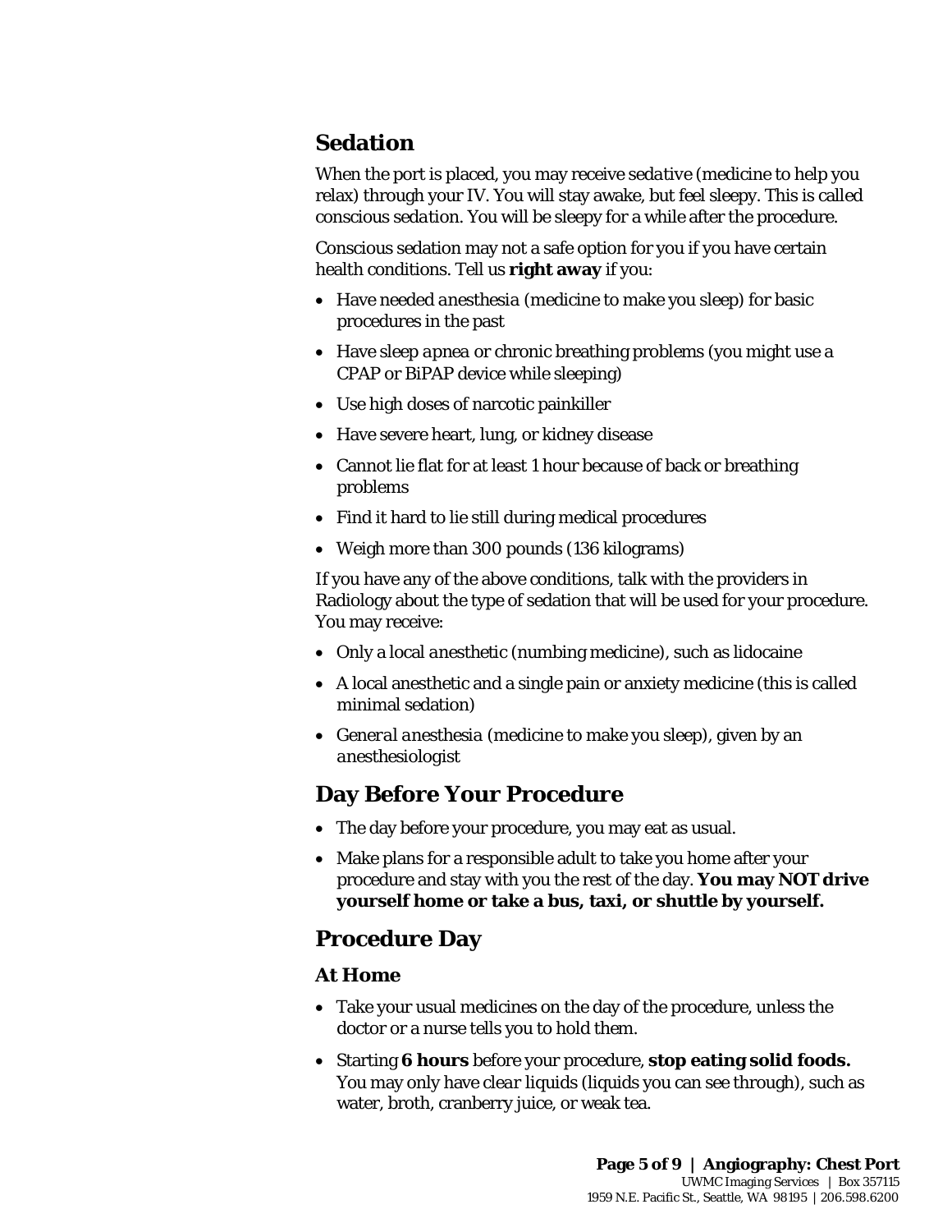## Sedation

When the port is placed, you may receive *sedative* (medicine to help you relax) through your IV. You will stay awake, but feel sleepy. This is called *conscious sedation*. You will be sleepy for a while after the procedure.

Conscious sedation may not a safe option for you if you have certain health conditions. Tell us **right away** if you:

- Have needed *anesthesia* (medicine to make you sleep) for basic procedures in the past
- Have sleep *apnea* or chronic breathing problems (you might use a CPAP or BiPAP device while sleeping)
- Use high doses of narcotic painkiller
- Have severe heart, lung, or kidney disease
- Cannot lie flat for at least 1 hour because of back or breathing problems
- Find it hard to lie still during medical procedures
- Weigh more than 300 pounds (136 kilograms)

If you have any of the above conditions, talk with the providers in Radiology about the type of sedation that will be used for your procedure. You may receive:

- Only a *local anesthetic* (numbing medicine), such as lidocaine
- A local anesthetic and a single pain or anxiety medicine (this is called minimal sedation)
- *General anesthesia* (medicine to make you sleep), given by an *anesthesiologist*

## Day Before Your Procedure

- The day before your procedure, you may eat as usual.
- Make plans for a responsible adult to take you home after your procedure and stay with you the rest of the day. **You may NOT drive yourself home or take a bus, taxi, or shuttle by yourself.**

## Procedure Day

### At Home

- Take your usual medicines on the day of the procedure, unless the doctor or a nurse tells you to hold them.
- Starting **6 hours** before your procedure, **stop eating solid foods.** You may only have *clear liquids* (liquids you can see through), such as water, broth, cranberry juice, or weak tea.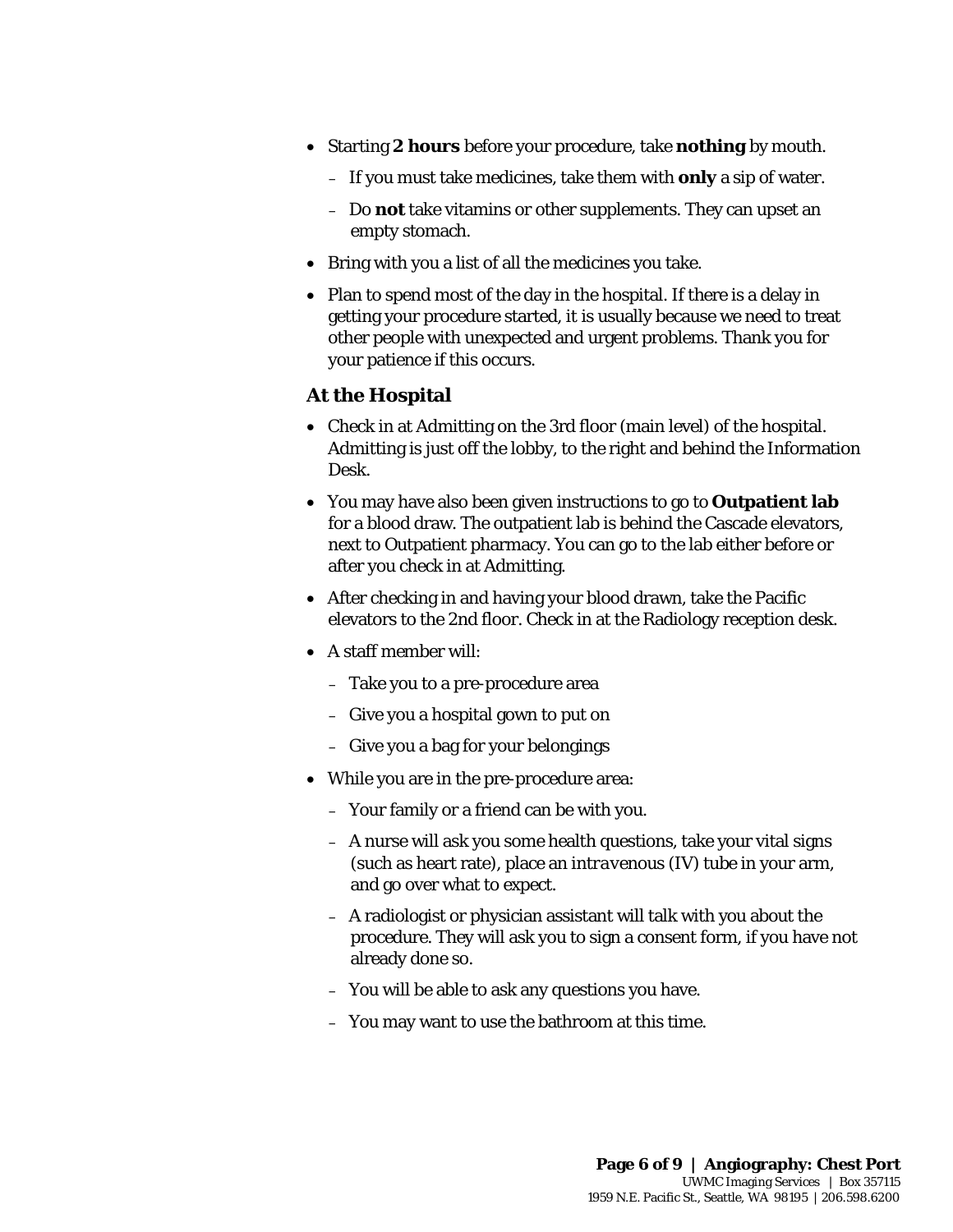- Starting **2 hours** before your procedure, take **nothing** by mouth.
  - If you must take medicines, take them with **only** a sip of water.
  - Do **not** take vitamins or other supplements. They can upset an empty stomach.
- Bring with you a list of all the medicines you take.
- Plan to spend most of the day in the hospital. If there is a delay in getting your procedure started, it is usually because we need to treat other people with unexpected and urgent problems. Thank you for your patience if this occurs.

### At the Hospital

- Check in at Admitting on the 3rd floor (main level) of the hospital. Admitting is just off the lobby, to the right and behind the Information Desk.
- You may have also been given instructions to go to **Outpatient lab** for a blood draw. The outpatient lab is behind the Cascade elevators, next to Outpatient pharmacy. You can go to the lab either before or after you check in at Admitting.
- After checking in and having your blood drawn, take the Pacific elevators to the 2nd floor. Check in at the Radiology reception desk.
- A staff member will:
  - Take you to a pre-procedure area
  - Give you a hospital gown to put on
  - Give you a bag for your belongings
- While you are in the pre-procedure area:
  - Your family or a friend can be with you.
  - A nurse will ask you some health questions, take your vital signs (such as heart rate), place an *intravenous* (IV) tube in your arm, and go over what to expect.
  - A radiologist or physician assistant will talk with you about the procedure. They will ask you to sign a consent form, if you have not already done so.
  - You will be able to ask any questions you have.
  - You may want to use the bathroom at this time.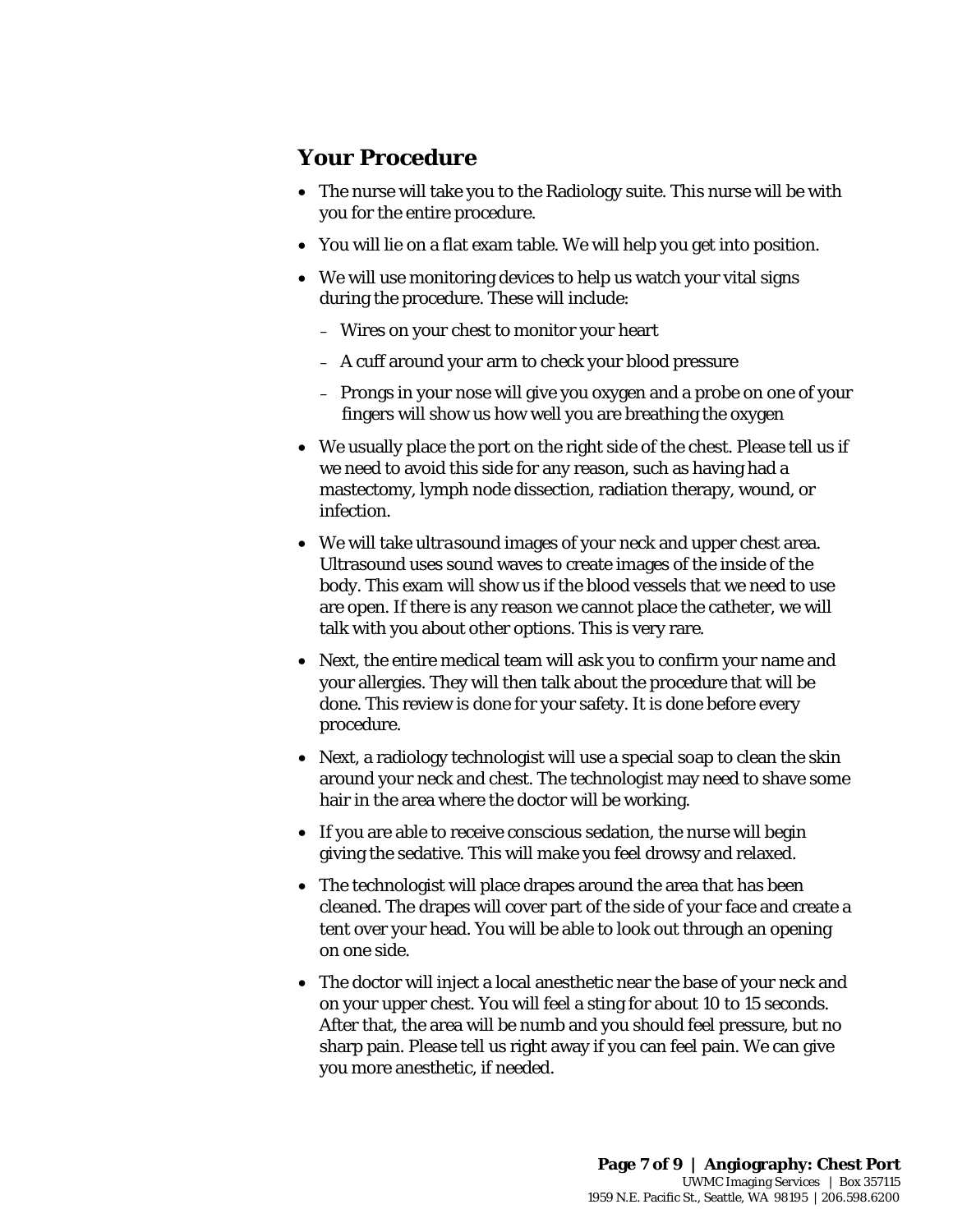## Your Procedure

- The nurse will take you to the Radiology suite. This nurse will be with you for the entire procedure.
- You will lie on a flat exam table. We will help you get into position.
- We will use monitoring devices to help us watch your vital signs during the procedure. These will include:
  - Wires on your chest to monitor your heart
  - A cuff around your arm to check your blood pressure
  - Prongs in your nose will give you oxygen and a probe on one of your fingers will show us how well you are breathing the oxygen
- We usually place the port on the right side of the chest. Please tell us if we need to avoid this side for any reason, such as having had a mastectomy, lymph node dissection, radiation therapy, wound, or infection.
- We will take *ultrasound* images of your neck and upper chest area. Ultrasound uses sound waves to create images of the inside of the body. This exam will show us if the blood vessels that we need to use are open. If there is any reason we cannot place the catheter, we will talk with you about other options. This is very rare.
- Next, the entire medical team will ask you to confirm your name and your allergies. They will then talk about the procedure that will be done. This review is done for your safety. It is done before every procedure.
- Next, a radiology technologist will use a special soap to clean the skin around your neck and chest. The technologist may need to shave some hair in the area where the doctor will be working.
- If you are able to receive conscious sedation, the nurse will begin giving the sedative. This will make you feel drowsy and relaxed.
- The technologist will place drapes around the area that has been cleaned. The drapes will cover part of the side of your face and create a tent over your head. You will be able to look out through an opening on one side.
- The doctor will inject a local anesthetic near the base of your neck and on your upper chest. You will feel a sting for about 10 to 15 seconds. After that, the area will be numb and you should feel pressure, but no sharp pain. Please tell us right away if you can feel pain. We can give you more anesthetic, if needed.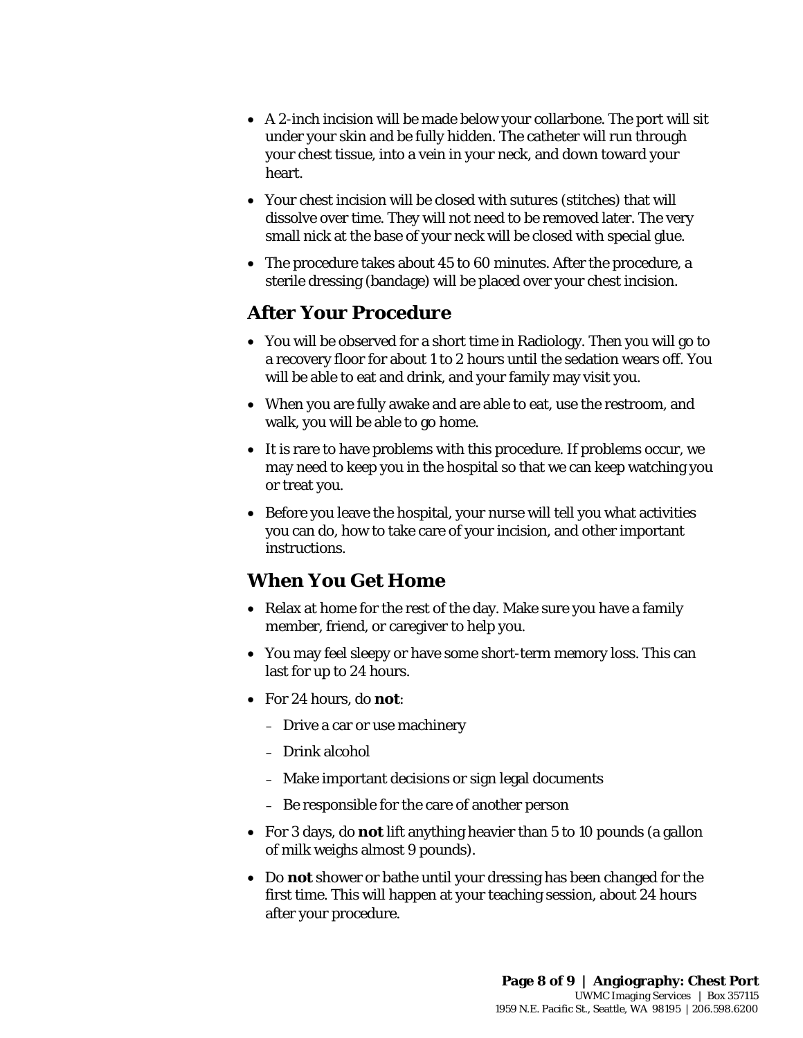- A 2-inch incision will be made below your collarbone. The port will sit under your skin and be fully hidden. The catheter will run through your chest tissue, into a vein in your neck, and down toward your heart.
- Your chest incision will be closed with sutures (stitches) that will dissolve over time. They will not need to be removed later. The very small nick at the base of your neck will be closed with special glue.
- The procedure takes about 45 to 60 minutes. After the procedure, a sterile dressing (bandage) will be placed over your chest incision.

## After Your Procedure

- You will be observed for a short time in Radiology. Then you will go to a recovery floor for about 1 to 2 hours until the sedation wears off. You will be able to eat and drink, and your family may visit you.
- When you are fully awake and are able to eat, use the restroom, and walk, you will be able to go home.
- It is rare to have problems with this procedure. If problems occur, we may need to keep you in the hospital so that we can keep watching you or treat you.
- Before you leave the hospital, your nurse will tell you what activities you can do, how to take care of your incision, and other important instructions.

## When You Get Home

- Relax at home for the rest of the day. Make sure you have a family member, friend, or caregiver to help you.
- You may feel sleepy or have some short-term memory loss. This can last for up to 24 hours.
- For 24 hours, do **not**:
  - Drive a car or use machinery
  - Drink alcohol
  - Make important decisions or sign legal documents
  - Be responsible for the care of another person
- For 3 days, do **not** lift anything heavier than 5 to 10 pounds (a gallon of milk weighs almost 9 pounds).
- Do **not** shower or bathe until your dressing has been changed for the first time. This will happen at your teaching session, about 24 hours after your procedure.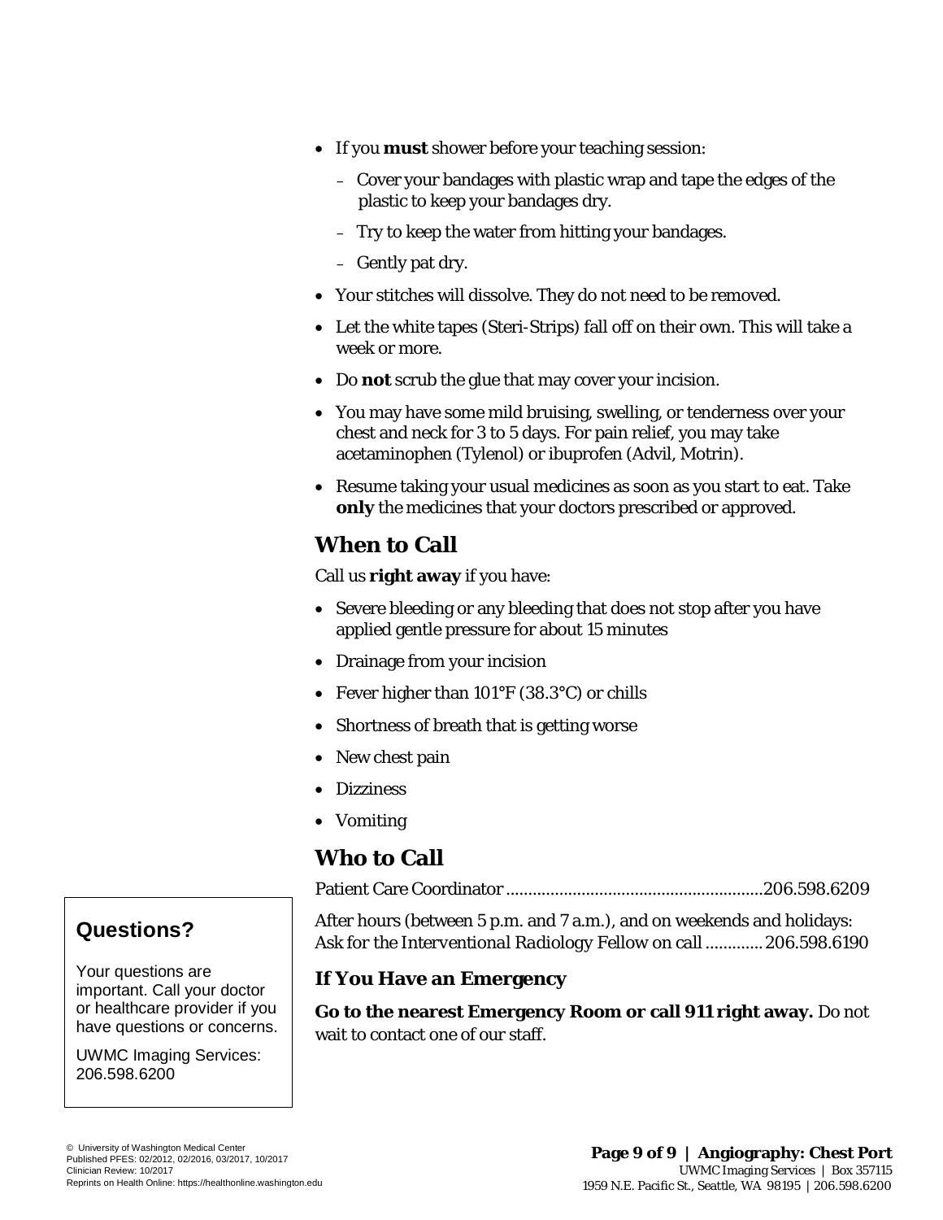- If you **must** shower before your teaching session:
  - Cover your bandages with plastic wrap and tape the edges of the plastic to keep your bandages dry.
  - Try to keep the water from hitting your bandages.
  - Gently pat dry.
- Your stitches will dissolve. They do not need to be removed.
- Let the white tapes (Steri-Strips) fall off on their own. This will take a week or more.
- Do **not** scrub the glue that may cover your incision.
- You may have some mild bruising, swelling, or tenderness over your chest and neck for 3 to 5 days. For pain relief, you may take acetaminophen (Tylenol) or ibuprofen (Advil, Motrin).
- Resume taking your usual medicines as soon as you start to eat. Take **only** the medicines that your doctors prescribed or approved.

## When to Call

Call us **right away** if you have:

- Severe bleeding or any bleeding that does not stop after you have applied gentle pressure for about 15 minutes
- Drainage from your incision
- Fever higher than 101°F (38.3°C) or chills
- Shortness of breath that is getting worse
- New chest pain
- Dizziness
- Vomiting

## Who to Call

Patient Care Coordinator ........................................................ 206.598.6209

After hours (between 5 p.m. and 7 a.m.), and on weekends and holidays: Ask for the Interventional Radiology Fellow on call ............ 206.598.6190

### If You Have an Emergency

**Go to the nearest Emergency Room or call 911 right away.** Do not wait to contact one of our staff.

## Questions?

Your questions are important. Call your doctor or healthcare provider if you have questions or concerns.

UWMC Imaging Services: 206.598.6200

© University of Washington Medical Center
Published PFES: 02/2012, 02/2016, 03/2017, 10/2017
Clinician Review: 10/2017
Reprints on Health Online: https://healthonline.washington.edu

**Angiography: Chest Port**
UWMC Imaging Services | Box 357115
1959 N.E. Pacific St., Seattle, WA 98195 | 206.598.6200